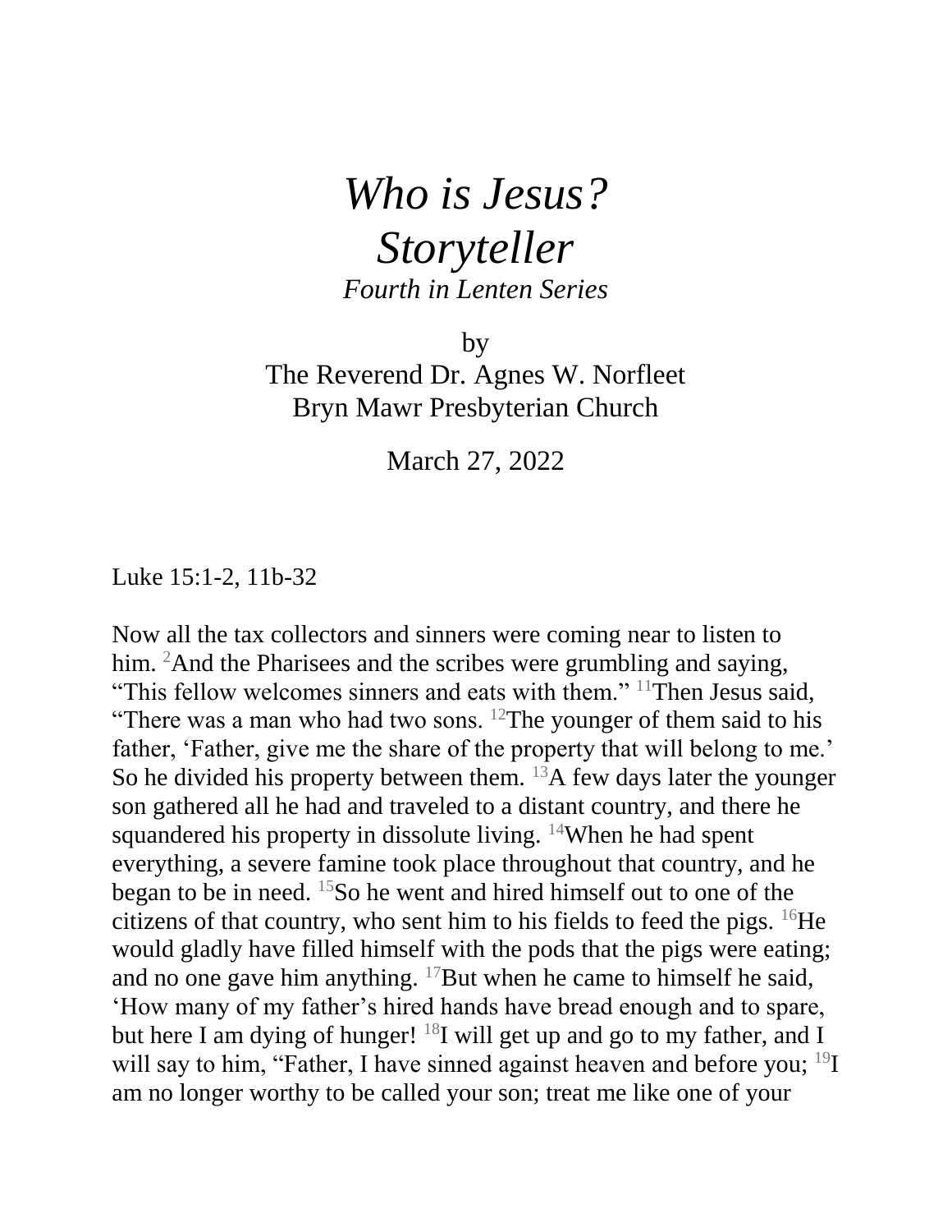# *Who is Jesus?*
# *Storyteller*

*Fourth in Lenten Series*

by
The Reverend Dr. Agnes W. Norfleet
Bryn Mawr Presbyterian Church

March 27, 2022

Luke 15:1-2, 11b-32

Now all the tax collectors and sinners were coming near to listen to him. [2]And the Pharisees and the scribes were grumbling and saying, "This fellow welcomes sinners and eats with them." [11]Then Jesus said, "There was a man who had two sons. [12]The younger of them said to his father, 'Father, give me the share of the property that will belong to me.' So he divided his property between them. [13]A few days later the younger son gathered all he had and traveled to a distant country, and there he squandered his property in dissolute living. [14]When he had spent everything, a severe famine took place throughout that country, and he began to be in need. [15]So he went and hired himself out to one of the citizens of that country, who sent him to his fields to feed the pigs. [16]He would gladly have filled himself with the pods that the pigs were eating; and no one gave him anything. [17]But when he came to himself he said, 'How many of my father's hired hands have bread enough and to spare, but here I am dying of hunger! [18]I will get up and go to my father, and I will say to him, "Father, I have sinned against heaven and before you; [19]I am no longer worthy to be called your son; treat me like one of your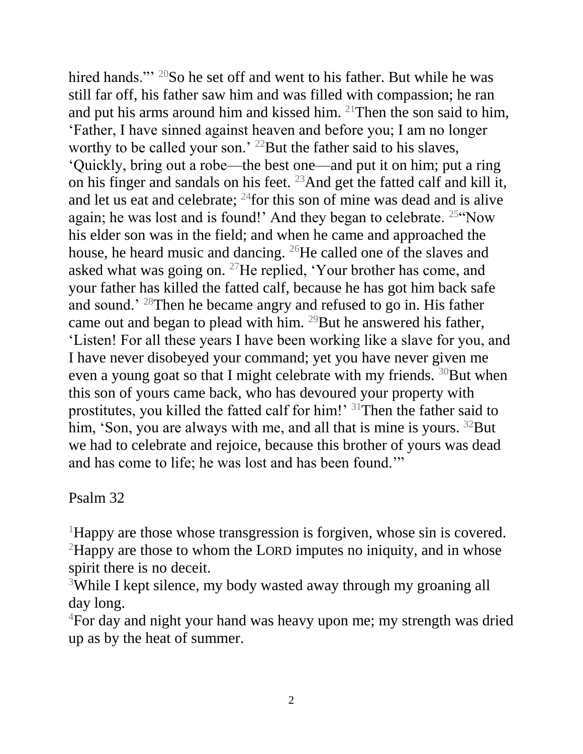hired hands.'" [20]So he set off and went to his father. But while he was still far off, his father saw him and was filled with compassion; he ran and put his arms around him and kissed him. [21]Then the son said to him, 'Father, I have sinned against heaven and before you; I am no longer worthy to be called your son.' [22]But the father said to his slaves, 'Quickly, bring out a robe—the best one—and put it on him; put a ring on his finger and sandals on his feet. [23]And get the fatted calf and kill it, and let us eat and celebrate; [24]for this son of mine was dead and is alive again; he was lost and is found!' And they began to celebrate. [25]"Now his elder son was in the field; and when he came and approached the house, he heard music and dancing. [26]He called one of the slaves and asked what was going on. [27]He replied, 'Your brother has come, and your father has killed the fatted calf, because he has got him back safe and sound.' [28]Then he became angry and refused to go in. His father came out and began to plead with him. [29]But he answered his father, 'Listen! For all these years I have been working like a slave for you, and I have never disobeyed your command; yet you have never given me even a young goat so that I might celebrate with my friends. [30]But when this son of yours came back, who has devoured your property with prostitutes, you killed the fatted calf for him!' [31]Then the father said to him, 'Son, you are always with me, and all that is mine is yours. [32]But we had to celebrate and rejoice, because this brother of yours was dead and has come to life; he was lost and has been found.'"

Psalm 32

[1]Happy are those whose transgression is forgiven, whose sin is covered.
[2]Happy are those to whom the LORD imputes no iniquity, and in whose spirit there is no deceit.
[3]While I kept silence, my body wasted away through my groaning all day long.
[4]For day and night your hand was heavy upon me; my strength was dried up as by the heat of summer.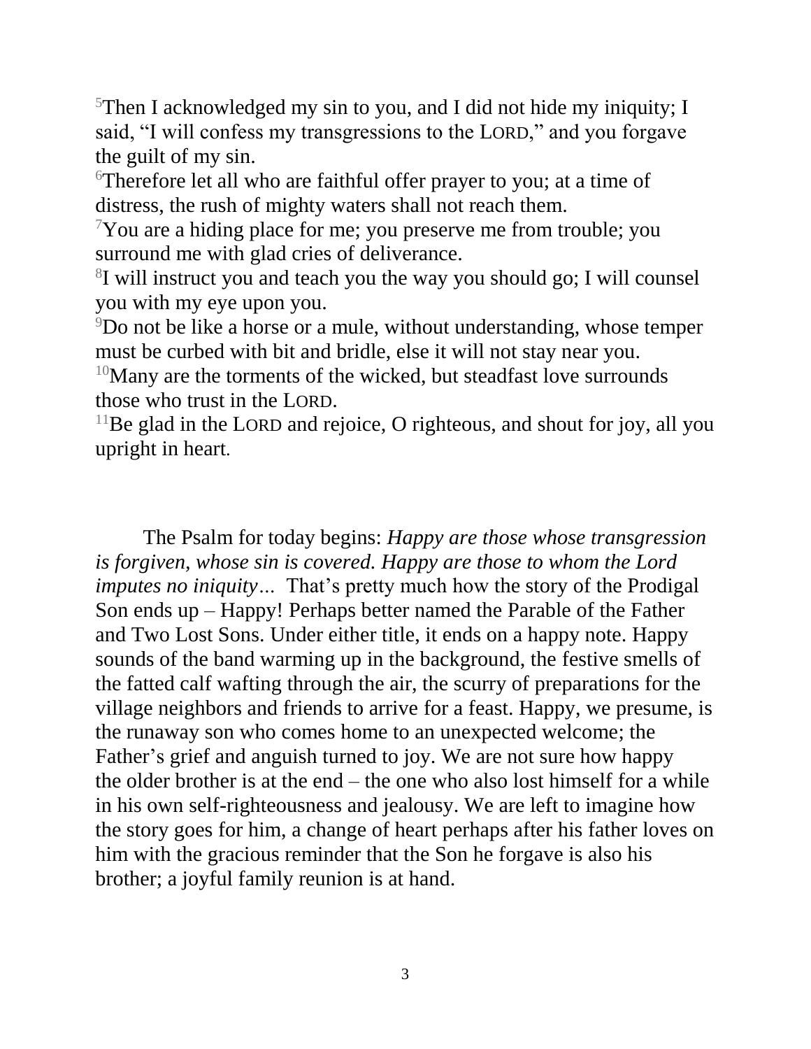[5]Then I acknowledged my sin to you, and I did not hide my iniquity; I said, "I will confess my transgressions to the LORD," and you forgave the guilt of my sin.
[6]Therefore let all who are faithful offer prayer to you; at a time of distress, the rush of mighty waters shall not reach them.
[7]You are a hiding place for me; you preserve me from trouble; you surround me with glad cries of deliverance.
[8]I will instruct you and teach you the way you should go; I will counsel you with my eye upon you.
[9]Do not be like a horse or a mule, without understanding, whose temper must be curbed with bit and bridle, else it will not stay near you.
[10]Many are the torments of the wicked, but steadfast love surrounds those who trust in the LORD.
[11]Be glad in the LORD and rejoice, O righteous, and shout for joy, all you upright in heart.

The Psalm for today begins: *Happy are those whose transgression is forgiven, whose sin is covered. Happy are those to whom the Lord imputes no iniquity…* That's pretty much how the story of the Prodigal Son ends up – Happy! Perhaps better named the Parable of the Father and Two Lost Sons. Under either title, it ends on a happy note. Happy sounds of the band warming up in the background, the festive smells of the fatted calf wafting through the air, the scurry of preparations for the village neighbors and friends to arrive for a feast. Happy, we presume, is the runaway son who comes home to an unexpected welcome; the Father's grief and anguish turned to joy. We are not sure how happy the older brother is at the end – the one who also lost himself for a while in his own self-righteousness and jealousy. We are left to imagine how the story goes for him, a change of heart perhaps after his father loves on him with the gracious reminder that the Son he forgave is also his brother; a joyful family reunion is at hand.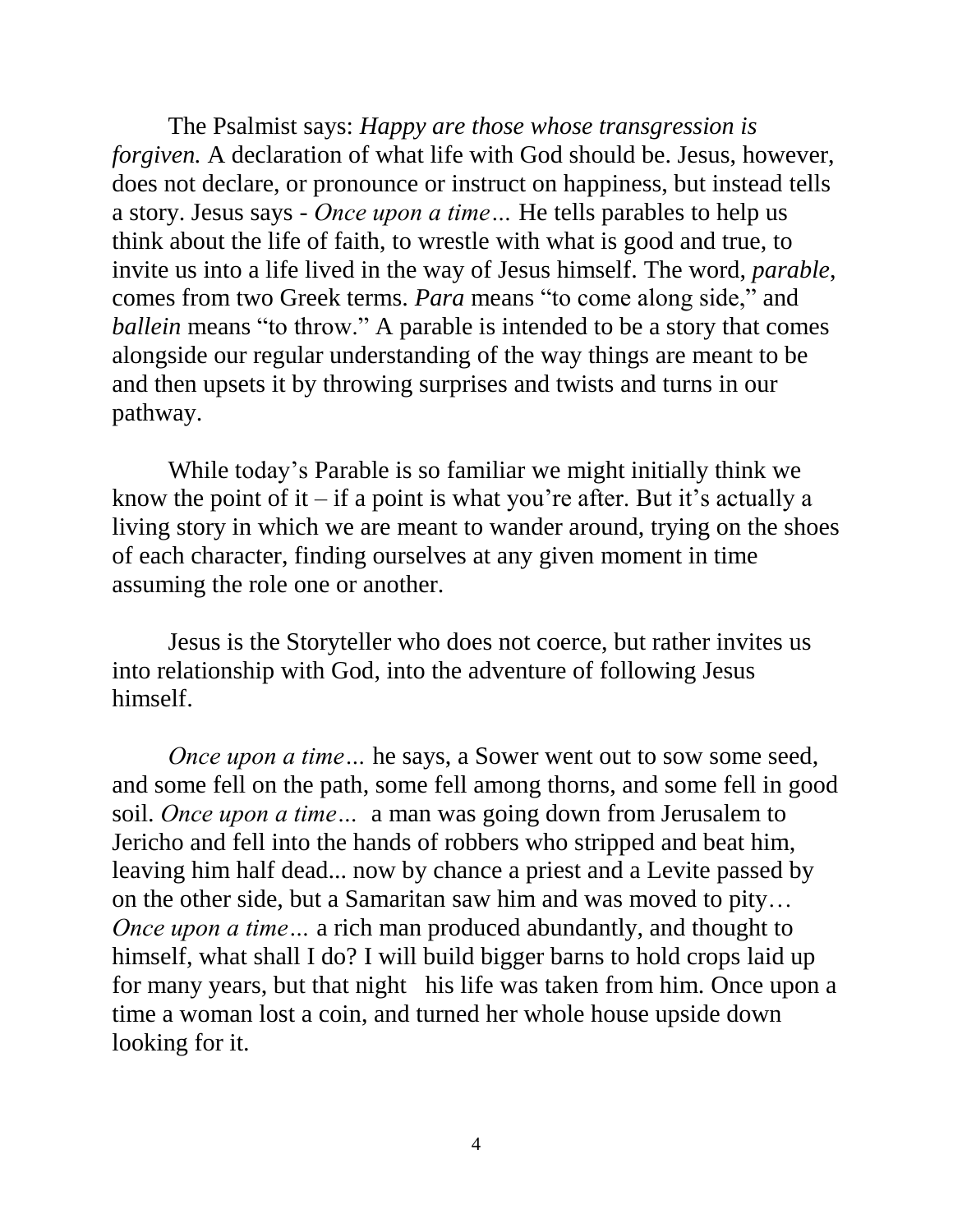The Psalmist says: *Happy are those whose transgression is forgiven.* A declaration of what life with God should be. Jesus, however, does not declare, or pronounce or instruct on happiness, but instead tells a story. Jesus says - *Once upon a time…* He tells parables to help us think about the life of faith, to wrestle with what is good and true, to invite us into a life lived in the way of Jesus himself. The word, *parable*, comes from two Greek terms. *Para* means "to come along side," and *ballein* means "to throw." A parable is intended to be a story that comes alongside our regular understanding of the way things are meant to be and then upsets it by throwing surprises and twists and turns in our pathway.

While today's Parable is so familiar we might initially think we know the point of it – if a point is what you're after. But it's actually a living story in which we are meant to wander around, trying on the shoes of each character, finding ourselves at any given moment in time assuming the role one or another.

Jesus is the Storyteller who does not coerce, but rather invites us into relationship with God, into the adventure of following Jesus himself.

*Once upon a time…* he says, a Sower went out to sow some seed, and some fell on the path, some fell among thorns, and some fell in good soil. *Once upon a time…* a man was going down from Jerusalem to Jericho and fell into the hands of robbers who stripped and beat him, leaving him half dead... now by chance a priest and a Levite passed by on the other side, but a Samaritan saw him and was moved to pity… *Once upon a time…* a rich man produced abundantly, and thought to himself, what shall I do? I will build bigger barns to hold crops laid up for many years, but that night his life was taken from him. Once upon a time a woman lost a coin, and turned her whole house upside down looking for it.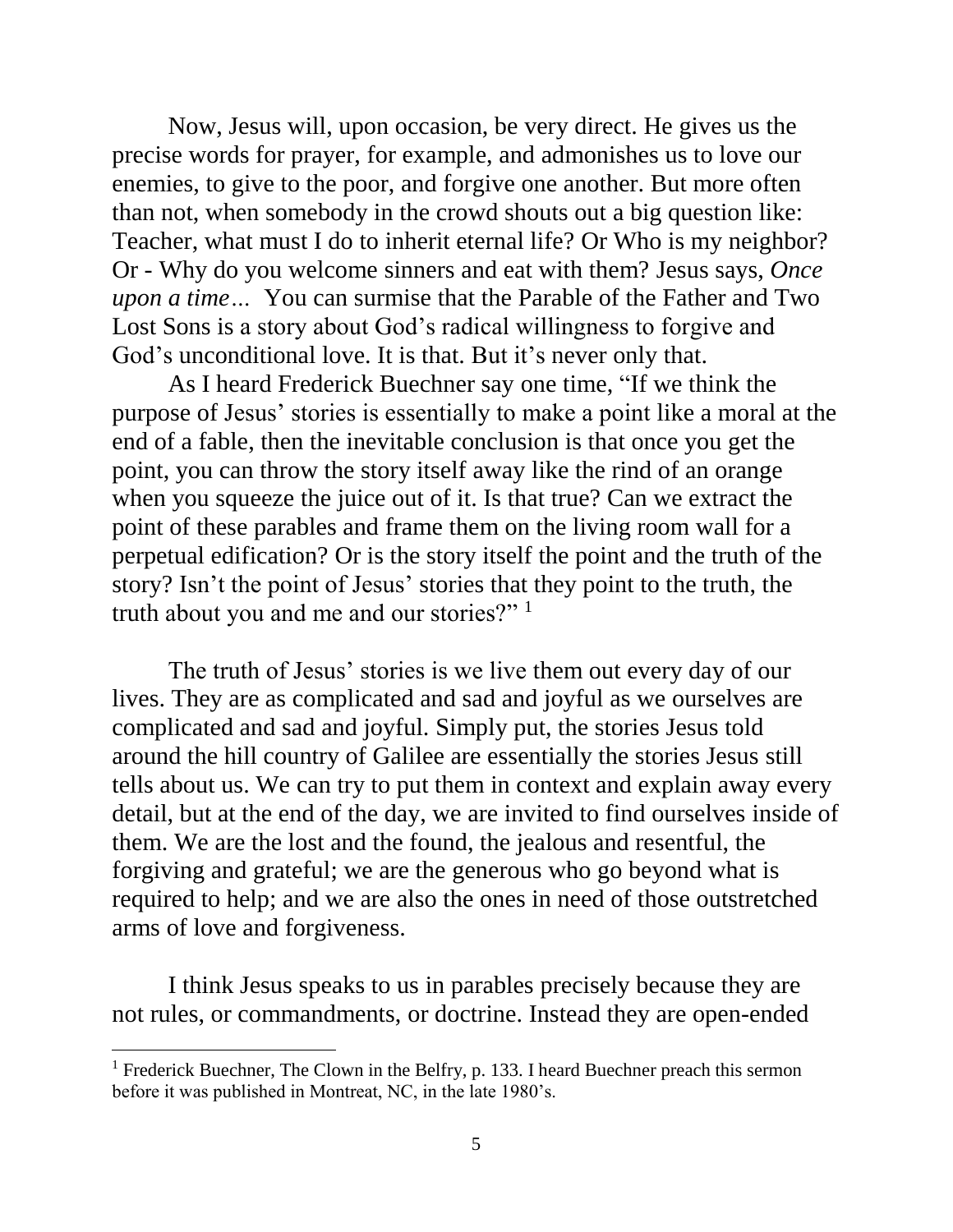Now, Jesus will, upon occasion, be very direct. He gives us the precise words for prayer, for example, and admonishes us to love our enemies, to give to the poor, and forgive one another. But more often than not, when somebody in the crowd shouts out a big question like: Teacher, what must I do to inherit eternal life? Or Who is my neighbor? Or - Why do you welcome sinners and eat with them? Jesus says, *Once upon a time…* You can surmise that the Parable of the Father and Two Lost Sons is a story about God's radical willingness to forgive and God's unconditional love. It is that. But it's never only that.

As I heard Frederick Buechner say one time, "If we think the purpose of Jesus' stories is essentially to make a point like a moral at the end of a fable, then the inevitable conclusion is that once you get the point, you can throw the story itself away like the rind of an orange when you squeeze the juice out of it. Is that true? Can we extract the point of these parables and frame them on the living room wall for a perpetual edification? Or is the story itself the point and the truth of the story? Isn't the point of Jesus' stories that they point to the truth, the truth about you and me and our stories?" [1]

The truth of Jesus' stories is we live them out every day of our lives. They are as complicated and sad and joyful as we ourselves are complicated and sad and joyful. Simply put, the stories Jesus told around the hill country of Galilee are essentially the stories Jesus still tells about us. We can try to put them in context and explain away every detail, but at the end of the day, we are invited to find ourselves inside of them. We are the lost and the found, the jealous and resentful, the forgiving and grateful; we are the generous who go beyond what is required to help; and we are also the ones in need of those outstretched arms of love and forgiveness.

I think Jesus speaks to us in parables precisely because they are not rules, or commandments, or doctrine. Instead they are open-ended

---

[1] Frederick Buechner, The Clown in the Belfry, p. 133. I heard Buechner preach this sermon before it was published in Montreat, NC, in the late 1980's.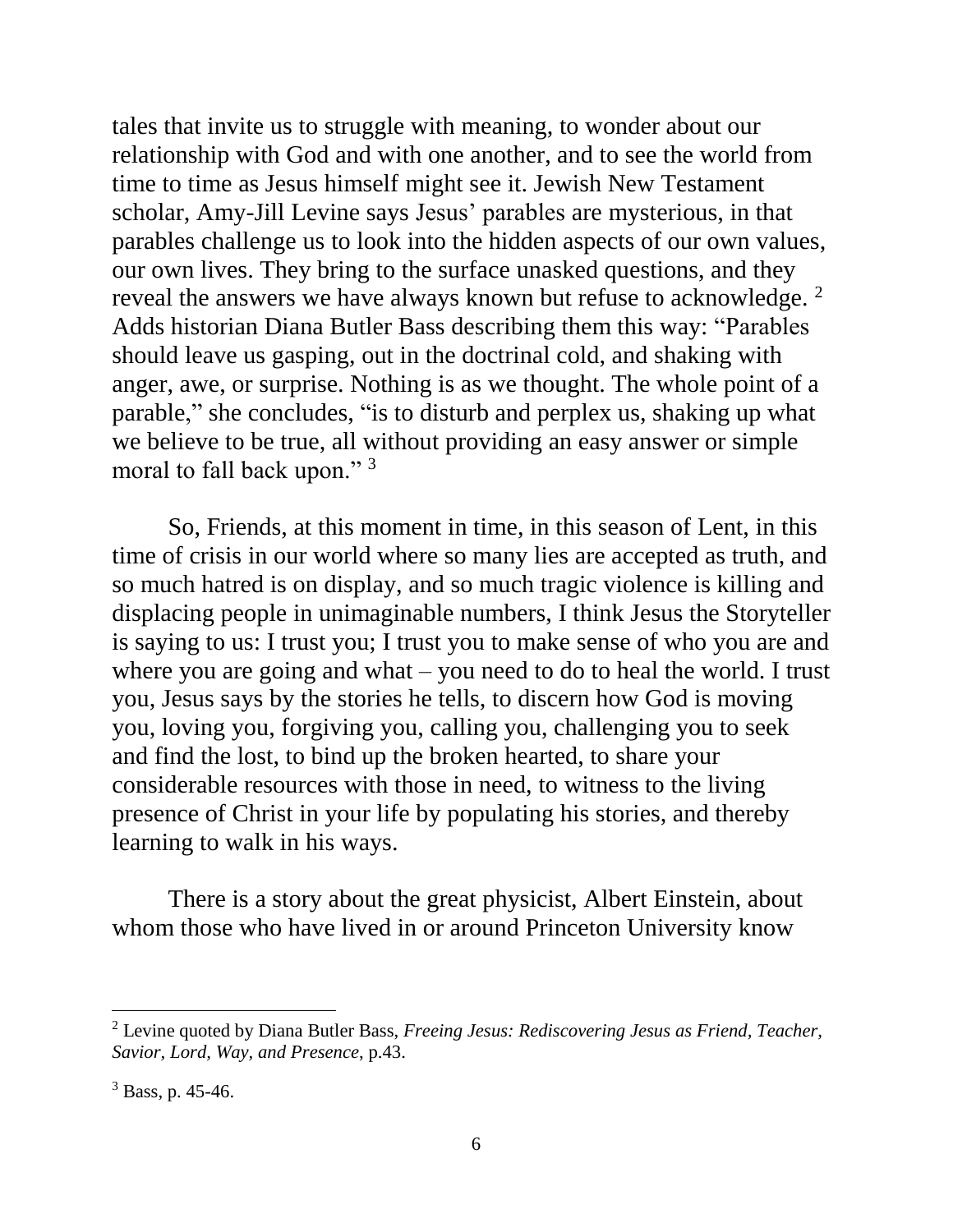tales that invite us to struggle with meaning, to wonder about our relationship with God and with one another, and to see the world from time to time as Jesus himself might see it. Jewish New Testament scholar, Amy-Jill Levine says Jesus' parables are mysterious, in that parables challenge us to look into the hidden aspects of our own values, our own lives. They bring to the surface unasked questions, and they reveal the answers we have always known but refuse to acknowledge. [2] Adds historian Diana Butler Bass describing them this way: "Parables should leave us gasping, out in the doctrinal cold, and shaking with anger, awe, or surprise. Nothing is as we thought. The whole point of a parable," she concludes, "is to disturb and perplex us, shaking up what we believe to be true, all without providing an easy answer or simple moral to fall back upon." [3]

So, Friends, at this moment in time, in this season of Lent, in this time of crisis in our world where so many lies are accepted as truth, and so much hatred is on display, and so much tragic violence is killing and displacing people in unimaginable numbers, I think Jesus the Storyteller is saying to us: I trust you; I trust you to make sense of who you are and where you are going and what – you need to do to heal the world. I trust you, Jesus says by the stories he tells, to discern how God is moving you, loving you, forgiving you, calling you, challenging you to seek and find the lost, to bind up the broken hearted, to share your considerable resources with those in need, to witness to the living presence of Christ in your life by populating his stories, and thereby learning to walk in his ways.

There is a story about the great physicist, Albert Einstein, about whom those who have lived in or around Princeton University know

---

[2] Levine quoted by Diana Butler Bass, *Freeing Jesus: Rediscovering Jesus as Friend, Teacher, Savior, Lord, Way, and Presence*, p.43.

[3] Bass, p. 45-46.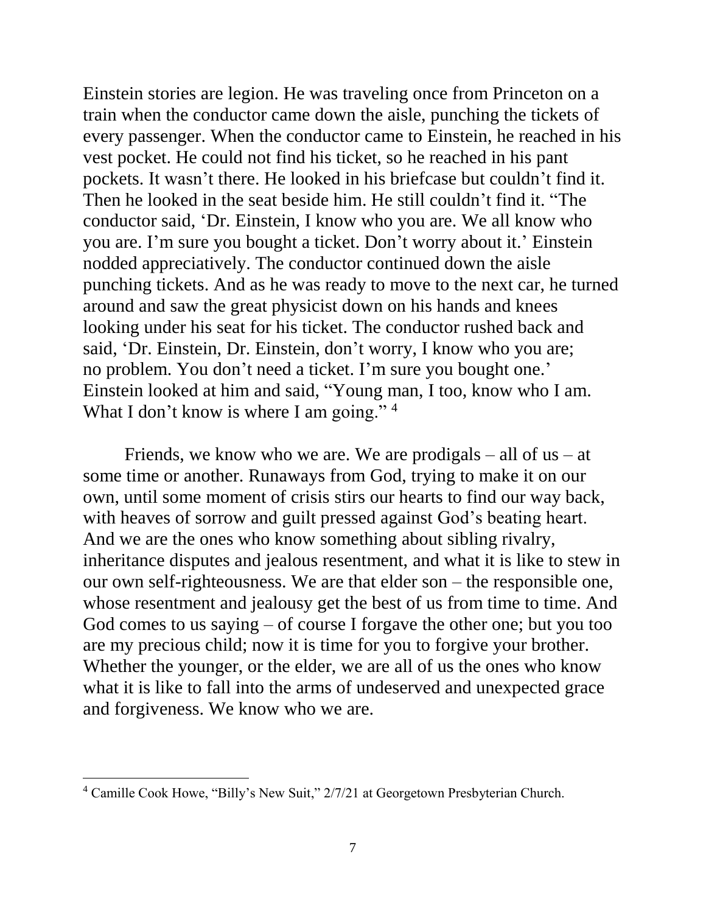Einstein stories are legion. He was traveling once from Princeton on a train when the conductor came down the aisle, punching the tickets of every passenger. When the conductor came to Einstein, he reached in his vest pocket. He could not find his ticket, so he reached in his pant pockets. It wasn't there. He looked in his briefcase but couldn't find it. Then he looked in the seat beside him. He still couldn't find it. "The conductor said, 'Dr. Einstein, I know who you are. We all know who you are. I'm sure you bought a ticket. Don't worry about it.' Einstein nodded appreciatively. The conductor continued down the aisle punching tickets. And as he was ready to move to the next car, he turned around and saw the great physicist down on his hands and knees looking under his seat for his ticket. The conductor rushed back and said, 'Dr. Einstein, Dr. Einstein, don't worry, I know who you are; no problem. You don't need a ticket. I'm sure you bought one.' Einstein looked at him and said, "Young man, I too, know who I am. What I don't know is where I am going." [4]

Friends, we know who we are. We are prodigals – all of us – at some time or another. Runaways from God, trying to make it on our own, until some moment of crisis stirs our hearts to find our way back, with heaves of sorrow and guilt pressed against God's beating heart. And we are the ones who know something about sibling rivalry, inheritance disputes and jealous resentment, and what it is like to stew in our own self-righteousness. We are that elder son – the responsible one, whose resentment and jealousy get the best of us from time to time. And God comes to us saying – of course I forgave the other one; but you too are my precious child; now it is time for you to forgive your brother. Whether the younger, or the elder, we are all of us the ones who know what it is like to fall into the arms of undeserved and unexpected grace and forgiveness. We know who we are.

---

[4] Camille Cook Howe, "Billy's New Suit," 2/7/21 at Georgetown Presbyterian Church.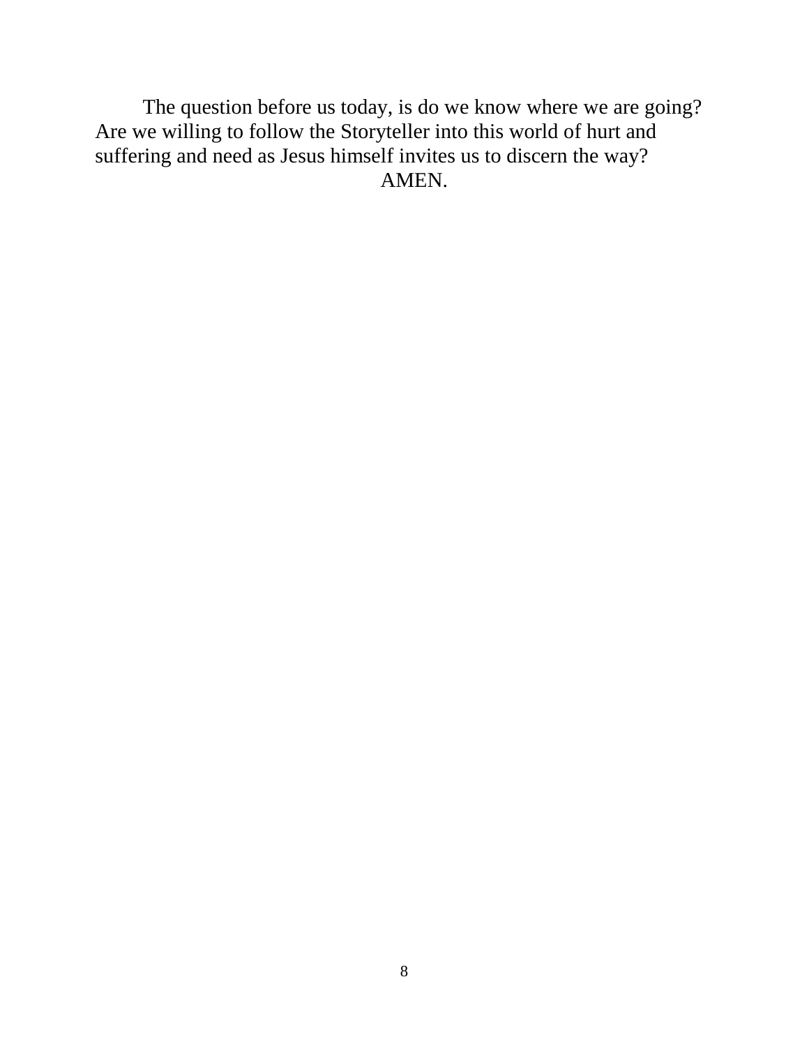The question before us today, is do we know where we are going? Are we willing to follow the Storyteller into this world of hurt and suffering and need as Jesus himself invites us to discern the way?

AMEN.